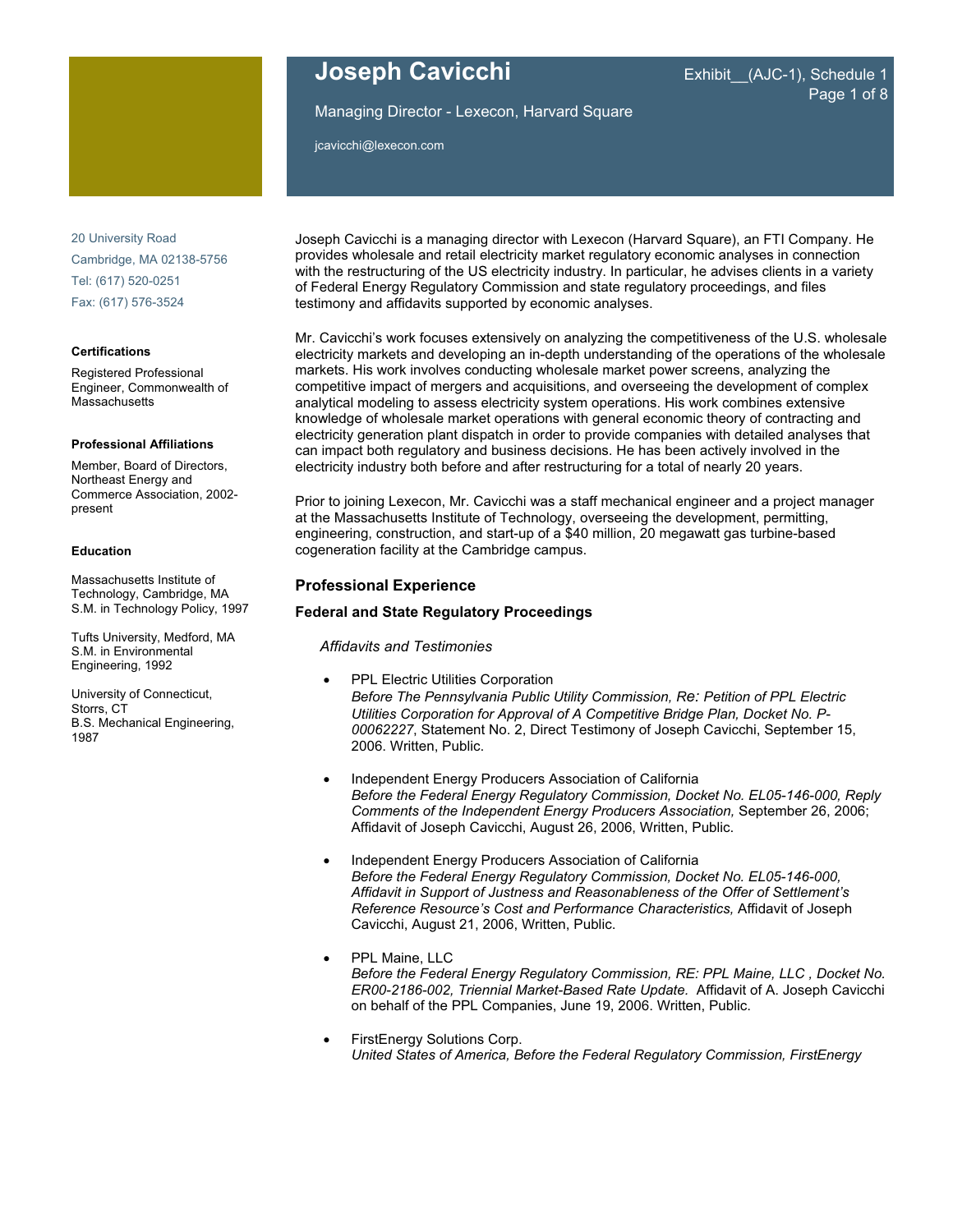# Joseph Cavicchi

Exhibit__(AJC-1), Schedule 1

Managing Director - Lexecon, Harvard Square

jcavicchi@lexecon.com

20 University Road
Cambridge, MA 02138-5756
Tel: (617) 520-0251
Fax: (617) 576-3524

**Certifications**

Registered Professional Engineer, Commonwealth of Massachusetts

**Professional Affiliations**

Member, Board of Directors, Northeast Energy and Commerce Association, 2002-present

**Education**

Massachusetts Institute of Technology, Cambridge, MA
S.M. in Technology Policy, 1997

Tufts University, Medford, MA
S.M. in Environmental Engineering, 1992

University of Connecticut, Storrs, CT
B.S. Mechanical Engineering, 1987

Joseph Cavicchi is a managing director with Lexecon (Harvard Square), an FTI Company. He provides wholesale and retail electricity market regulatory economic analyses in connection with the restructuring of the US electricity industry. In particular, he advises clients in a variety of Federal Energy Regulatory Commission and state regulatory proceedings, and files testimony and affidavits supported by economic analyses.

Mr. Cavicchi's work focuses extensively on analyzing the competitiveness of the U.S. wholesale electricity markets and developing an in-depth understanding of the operations of the wholesale markets. His work involves conducting wholesale market power screens, analyzing the competitive impact of mergers and acquisitions, and overseeing the development of complex analytical modeling to assess electricity system operations. His work combines extensive knowledge of wholesale market operations with general economic theory of contracting and electricity generation plant dispatch in order to provide companies with detailed analyses that can impact both regulatory and business decisions. He has been actively involved in the electricity industry both before and after restructuring for a total of nearly 20 years.

Prior to joining Lexecon, Mr. Cavicchi was a staff mechanical engineer and a project manager at the Massachusetts Institute of Technology, overseeing the development, permitting, engineering, construction, and start-up of a $40 million, 20 megawatt gas turbine-based cogeneration facility at the Cambridge campus.

## Professional Experience

### Federal and State Regulatory Proceedings

*Affidavits and Testimonies*

- PPL Electric Utilities Corporation
  *Before The Pennsylvania Public Utility Commission, Re: Petition of PPL Electric Utilities Corporation for Approval of A Competitive Bridge Plan, Docket No. P-00062227*, Statement No. 2, Direct Testimony of Joseph Cavicchi, September 15, 2006. Written, Public.

- Independent Energy Producers Association of California
  *Before the Federal Energy Regulatory Commission, Docket No. EL05-146-000, Reply Comments of the Independent Energy Producers Association,* September 26, 2006; Affidavit of Joseph Cavicchi, August 26, 2006, Written, Public.

- Independent Energy Producers Association of California
  *Before the Federal Energy Regulatory Commission, Docket No. EL05-146-000, Affidavit in Support of Justness and Reasonableness of the Offer of Settlement's Reference Resource's Cost and Performance Characteristics,* Affidavit of Joseph Cavicchi, August 21, 2006, Written, Public.

- PPL Maine, LLC
  *Before the Federal Energy Regulatory Commission, RE: PPL Maine, LLC , Docket No. ER00-2186-002, Triennial Market-Based Rate Update.* Affidavit of A. Joseph Cavicchi on behalf of the PPL Companies, June 19, 2006. Written, Public.

- FirstEnergy Solutions Corp.
  *United States of America, Before the Federal Regulatory Commission, FirstEnergy*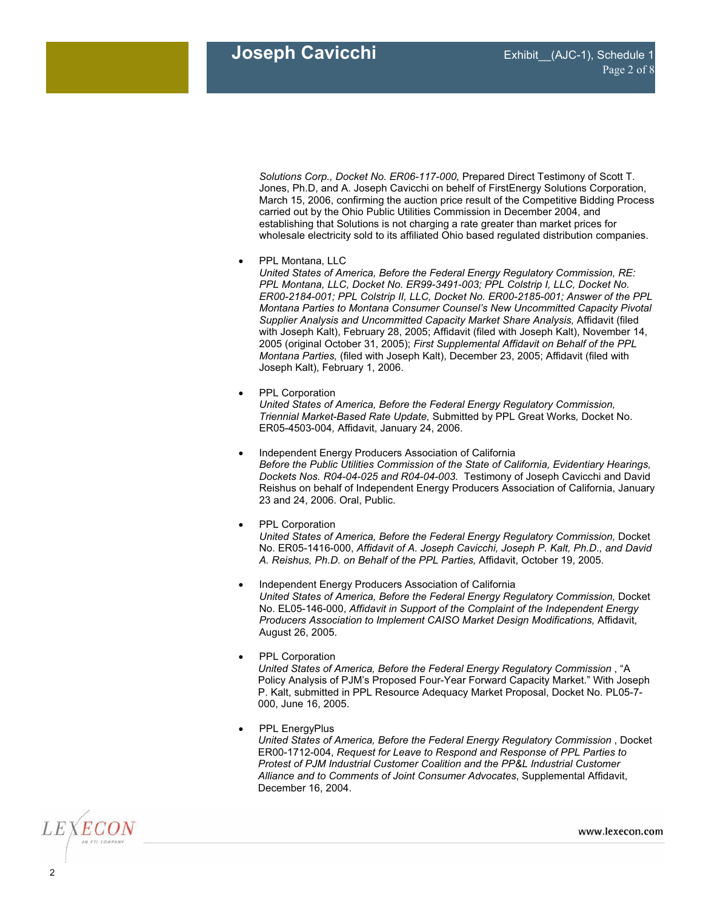*Solutions Corp., Docket No. ER06-117-000,* Prepared Direct Testimony of Scott T. Jones, Ph.D, and A. Joseph Cavicchi on behalf of FirstEnergy Solutions Corporation, March 15, 2006, confirming the auction price result of the Competitive Bidding Process carried out by the Ohio Public Utilities Commission in December 2004, and establishing that Solutions is not charging a rate greater than market prices for wholesale electricity sold to its affiliated Ohio based regulated distribution companies.

- PPL Montana, LLC
  *United States of America, Before the Federal Energy Regulatory Commission, RE: PPL Montana, LLC, Docket No. ER99-3491-003; PPL Colstrip I, LLC, Docket No. ER00-2184-001; PPL Colstrip II, LLC, Docket No. ER00-2185-001; Answer of the PPL Montana Parties to Montana Consumer Counsel's New Uncommitted Capacity Pivotal Supplier Analysis and Uncommitted Capacity Market Share Analysis,* Affidavit (filed with Joseph Kalt), February 28, 2005; Affidavit (filed with Joseph Kalt), November 14, 2005 (original October 31, 2005); *First Supplemental Affidavit on Behalf of the PPL Montana Parties,* (filed with Joseph Kalt), December 23, 2005; Affidavit (filed with Joseph Kalt), February 1, 2006.

- PPL Corporation
  *United States of America, Before the Federal Energy Regulatory Commission, Triennial Market-Based Rate Update,* Submitted by PPL Great Works*,* Docket No. ER05-4503-004*,* Affidavit, January 24, 2006.

- Independent Energy Producers Association of California
  *Before the Public Utilities Commission of the State of California, Evidentiary Hearings, Dockets Nos. R04-04-025 and R04-04-003.* Testimony of Joseph Cavicchi and David Reishus on behalf of Independent Energy Producers Association of California, January 23 and 24, 2006. Oral, Public.

- PPL Corporation
  *United States of America, Before the Federal Energy Regulatory Commission,* Docket No. ER05-1416-000, *Affidavit of A. Joseph Cavicchi, Joseph P. Kalt, Ph.D., and David A. Reishus, Ph.D. on Behalf of the PPL Parties,* Affidavit, October 19, 2005.

- Independent Energy Producers Association of California
  *United States of America, Before the Federal Energy Regulatory Commission,* Docket No. EL05-146-000, *Affidavit in Support of the Complaint of the Independent Energy Producers Association to Implement CAISO Market Design Modifications,* Affidavit, August 26, 2005.

- PPL Corporation
  *United States of America, Before the Federal Energy Regulatory Commission* , "A Policy Analysis of PJM's Proposed Four-Year Forward Capacity Market." With Joseph P. Kalt, submitted in PPL Resource Adequacy Market Proposal, Docket No. PL05-7-000, June 16, 2005.

- PPL EnergyPlus
  *United States of America, Before the Federal Energy Regulatory Commission* , Docket ER00-1712-004, *Request for Leave to Respond and Response of PPL Parties to Protest of PJM Industrial Customer Coalition and the PP&L Industrial Customer Alliance and to Comments of Joint Consumer Advocates*, Supplemental Affidavit, December 16, 2004.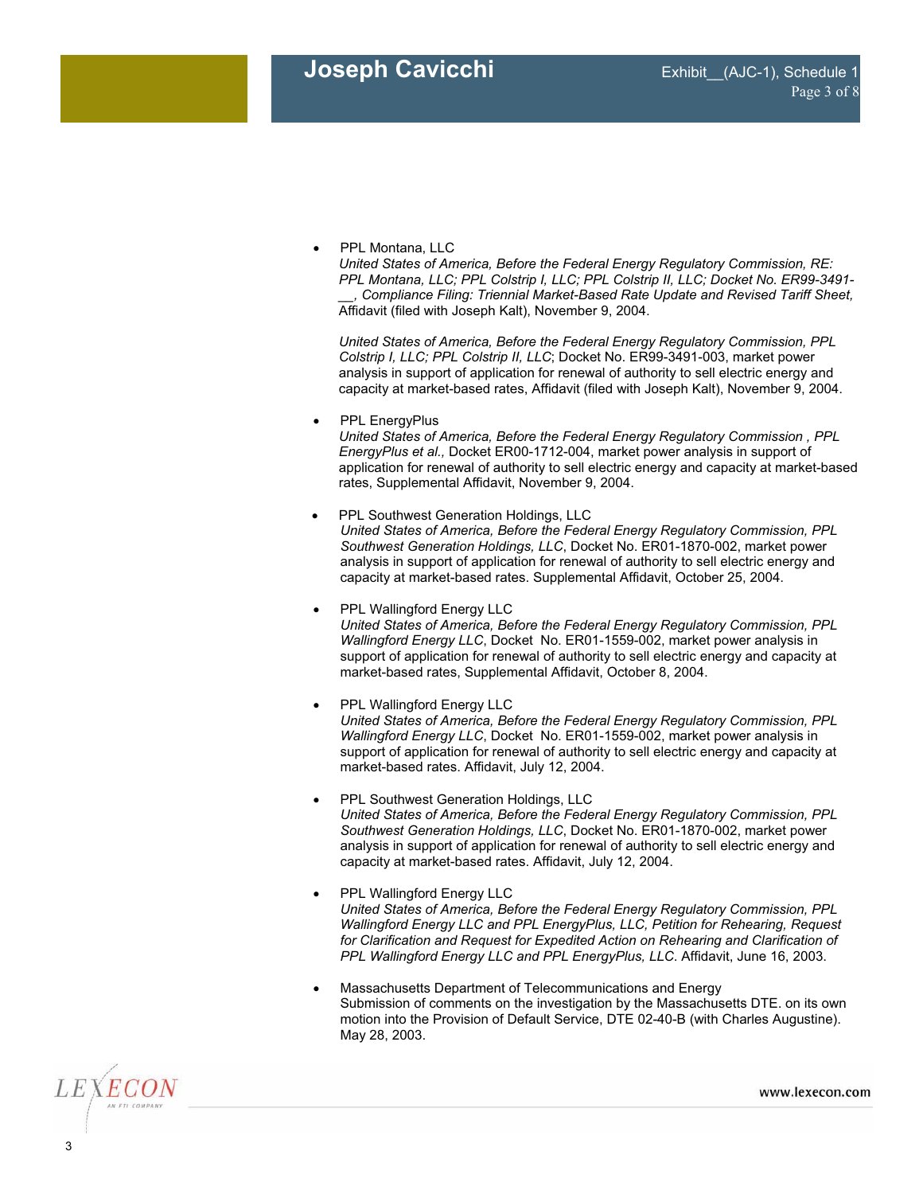- PPL Montana, LLC
  *United States of America, Before the Federal Energy Regulatory Commission, RE: PPL Montana, LLC; PPL Colstrip I, LLC; PPL Colstrip II, LLC; Docket No. ER99-3491-__, Compliance Filing: Triennial Market-Based Rate Update and Revised Tariff Sheet,* Affidavit (filed with Joseph Kalt), November 9, 2004.

  *United States of America, Before the Federal Energy Regulatory Commission, PPL Colstrip I, LLC; PPL Colstrip II, LLC*; Docket No. ER99-3491-003, market power analysis in support of application for renewal of authority to sell electric energy and capacity at market-based rates, Affidavit (filed with Joseph Kalt), November 9, 2004.

- PPL EnergyPlus
  *United States of America, Before the Federal Energy Regulatory Commission , PPL EnergyPlus et al.,* Docket ER00-1712-004, market power analysis in support of application for renewal of authority to sell electric energy and capacity at market-based rates, Supplemental Affidavit, November 9, 2004.

- PPL Southwest Generation Holdings, LLC
  *United States of America, Before the Federal Energy Regulatory Commission, PPL Southwest Generation Holdings, LLC*, Docket No. ER01-1870-002, market power analysis in support of application for renewal of authority to sell electric energy and capacity at market-based rates. Supplemental Affidavit, October 25, 2004.

- PPL Wallingford Energy LLC
  *United States of America, Before the Federal Energy Regulatory Commission, PPL Wallingford Energy LLC*, Docket No. ER01-1559-002, market power analysis in support of application for renewal of authority to sell electric energy and capacity at market-based rates, Supplemental Affidavit, October 8, 2004.

- PPL Wallingford Energy LLC
  *United States of America, Before the Federal Energy Regulatory Commission, PPL Wallingford Energy LLC*, Docket No. ER01-1559-002, market power analysis in support of application for renewal of authority to sell electric energy and capacity at market-based rates. Affidavit, July 12, 2004.

- PPL Southwest Generation Holdings, LLC
  *United States of America, Before the Federal Energy Regulatory Commission, PPL Southwest Generation Holdings, LLC*, Docket No. ER01-1870-002, market power analysis in support of application for renewal of authority to sell electric energy and capacity at market-based rates. Affidavit, July 12, 2004.

- PPL Wallingford Energy LLC
  *United States of America, Before the Federal Energy Regulatory Commission, PPL Wallingford Energy LLC and PPL EnergyPlus, LLC, Petition for Rehearing, Request for Clarification and Request for Expedited Action on Rehearing and Clarification of PPL Wallingford Energy LLC and PPL EnergyPlus, LLC*. Affidavit, June 16, 2003.

- Massachusetts Department of Telecommunications and Energy
  Submission of comments on the investigation by the Massachusetts DTE. on its own motion into the Provision of Default Service, DTE 02-40-B (with Charles Augustine). May 28, 2003.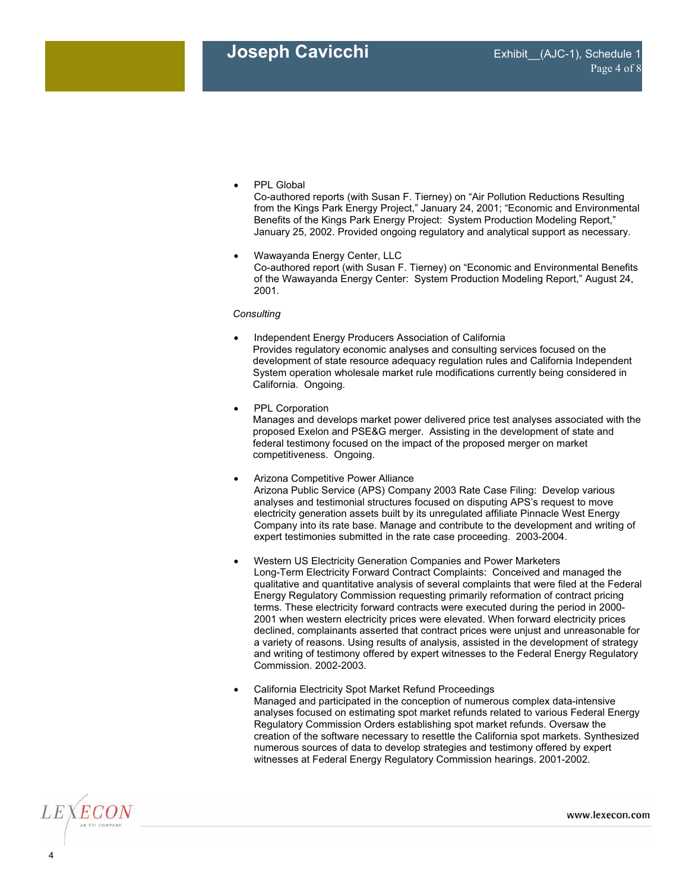- PPL Global
  Co-authored reports (with Susan F. Tierney) on "Air Pollution Reductions Resulting from the Kings Park Energy Project," January 24, 2001; "Economic and Environmental Benefits of the Kings Park Energy Project: System Production Modeling Report," January 25, 2002. Provided ongoing regulatory and analytical support as necessary.

- Wawayanda Energy Center, LLC
  Co-authored report (with Susan F. Tierney) on "Economic and Environmental Benefits of the Wawayanda Energy Center: System Production Modeling Report," August 24, 2001.

*Consulting*

- Independent Energy Producers Association of California
  Provides regulatory economic analyses and consulting services focused on the development of state resource adequacy regulation rules and California Independent System operation wholesale market rule modifications currently being considered in California. Ongoing.

- PPL Corporation
  Manages and develops market power delivered price test analyses associated with the proposed Exelon and PSE&G merger. Assisting in the development of state and federal testimony focused on the impact of the proposed merger on market competitiveness. Ongoing.

- Arizona Competitive Power Alliance
  Arizona Public Service (APS) Company 2003 Rate Case Filing: Develop various analyses and testimonial structures focused on disputing APS's request to move electricity generation assets built by its unregulated affiliate Pinnacle West Energy Company into its rate base. Manage and contribute to the development and writing of expert testimonies submitted in the rate case proceeding. 2003-2004.

- Western US Electricity Generation Companies and Power Marketers
  Long-Term Electricity Forward Contract Complaints: Conceived and managed the qualitative and quantitative analysis of several complaints that were filed at the Federal Energy Regulatory Commission requesting primarily reformation of contract pricing terms. These electricity forward contracts were executed during the period in 2000-2001 when western electricity prices were elevated. When forward electricity prices declined, complainants asserted that contract prices were unjust and unreasonable for a variety of reasons. Using results of analysis, assisted in the development of strategy and writing of testimony offered by expert witnesses to the Federal Energy Regulatory Commission. 2002-2003.

- California Electricity Spot Market Refund Proceedings
  Managed and participated in the conception of numerous complex data-intensive analyses focused on estimating spot market refunds related to various Federal Energy Regulatory Commission Orders establishing spot market refunds. Oversaw the creation of the software necessary to resettle the California spot markets. Synthesized numerous sources of data to develop strategies and testimony offered by expert witnesses at Federal Energy Regulatory Commission hearings. 2001-2002.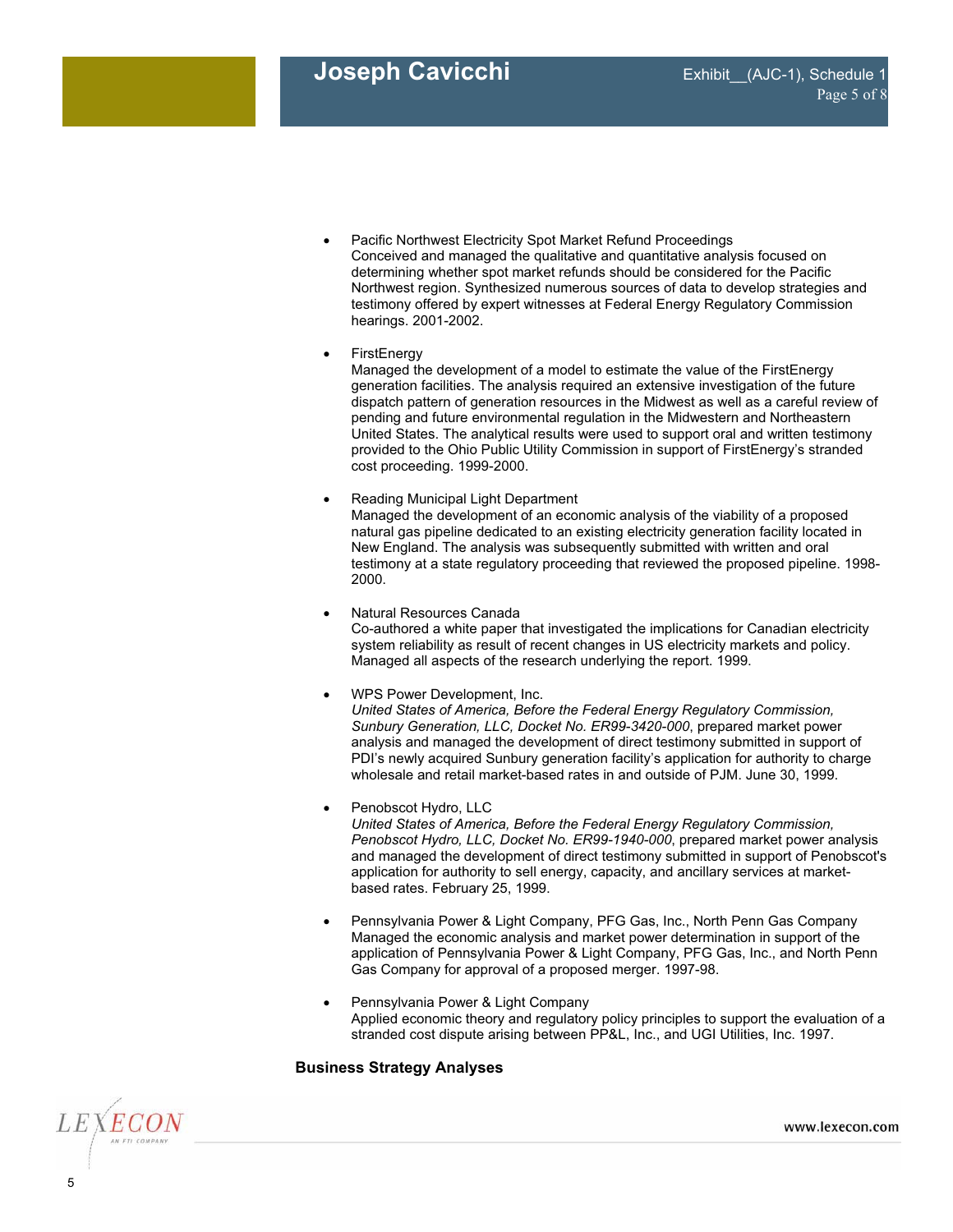- Pacific Northwest Electricity Spot Market Refund Proceedings
  Conceived and managed the qualitative and quantitative analysis focused on determining whether spot market refunds should be considered for the Pacific Northwest region. Synthesized numerous sources of data to develop strategies and testimony offered by expert witnesses at Federal Energy Regulatory Commission hearings. 2001-2002.

- FirstEnergy
  Managed the development of a model to estimate the value of the FirstEnergy generation facilities. The analysis required an extensive investigation of the future dispatch pattern of generation resources in the Midwest as well as a careful review of pending and future environmental regulation in the Midwestern and Northeastern United States. The analytical results were used to support oral and written testimony provided to the Ohio Public Utility Commission in support of FirstEnergy's stranded cost proceeding. 1999-2000.

- Reading Municipal Light Department
  Managed the development of an economic analysis of the viability of a proposed natural gas pipeline dedicated to an existing electricity generation facility located in New England. The analysis was subsequently submitted with written and oral testimony at a state regulatory proceeding that reviewed the proposed pipeline. 1998-2000.

- Natural Resources Canada
  Co-authored a white paper that investigated the implications for Canadian electricity system reliability as result of recent changes in US electricity markets and policy. Managed all aspects of the research underlying the report. 1999.

- WPS Power Development, Inc.
  *United States of America, Before the Federal Energy Regulatory Commission, Sunbury Generation, LLC, Docket No. ER99-3420-000*, prepared market power analysis and managed the development of direct testimony submitted in support of PDI's newly acquired Sunbury generation facility's application for authority to charge wholesale and retail market-based rates in and outside of PJM. June 30, 1999.

- Penobscot Hydro, LLC
  *United States of America, Before the Federal Energy Regulatory Commission, Penobscot Hydro, LLC, Docket No. ER99-1940-000*, prepared market power analysis and managed the development of direct testimony submitted in support of Penobscot's application for authority to sell energy, capacity, and ancillary services at market-based rates. February 25, 1999.

- Pennsylvania Power & Light Company, PFG Gas, Inc., North Penn Gas Company
  Managed the economic analysis and market power determination in support of the application of Pennsylvania Power & Light Company, PFG Gas, Inc., and North Penn Gas Company for approval of a proposed merger. 1997-98.

- Pennsylvania Power & Light Company
  Applied economic theory and regulatory policy principles to support the evaluation of a stranded cost dispute arising between PP&L, Inc., and UGI Utilities, Inc. 1997.

**Business Strategy Analyses**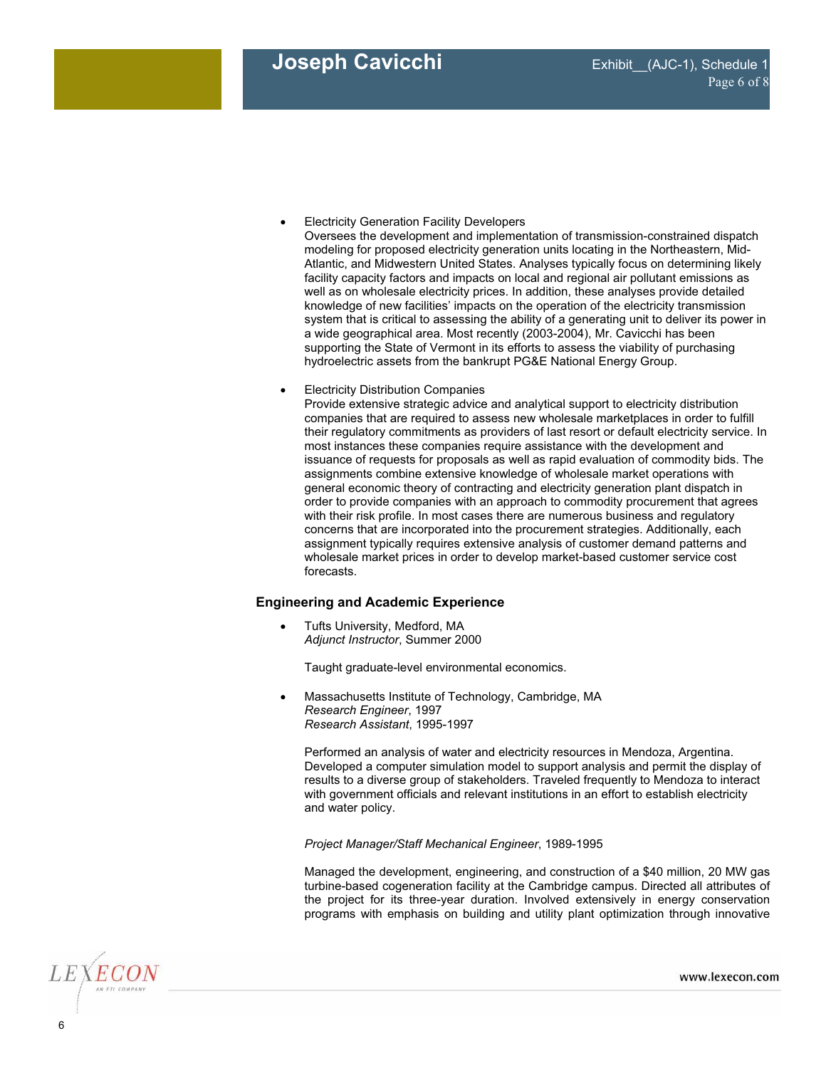- Electricity Generation Facility Developers
  Oversees the development and implementation of transmission-constrained dispatch modeling for proposed electricity generation units locating in the Northeastern, Mid-Atlantic, and Midwestern United States. Analyses typically focus on determining likely facility capacity factors and impacts on local and regional air pollutant emissions as well as on wholesale electricity prices. In addition, these analyses provide detailed knowledge of new facilities' impacts on the operation of the electricity transmission system that is critical to assessing the ability of a generating unit to deliver its power in a wide geographical area. Most recently (2003-2004), Mr. Cavicchi has been supporting the State of Vermont in its efforts to assess the viability of purchasing hydroelectric assets from the bankrupt PG&E National Energy Group.

- Electricity Distribution Companies
  Provide extensive strategic advice and analytical support to electricity distribution companies that are required to assess new wholesale marketplaces in order to fulfill their regulatory commitments as providers of last resort or default electricity service. In most instances these companies require assistance with the development and issuance of requests for proposals as well as rapid evaluation of commodity bids. The assignments combine extensive knowledge of wholesale market operations with general economic theory of contracting and electricity generation plant dispatch in order to provide companies with an approach to commodity procurement that agrees with their risk profile. In most cases there are numerous business and regulatory concerns that are incorporated into the procurement strategies. Additionally, each assignment typically requires extensive analysis of customer demand patterns and wholesale market prices in order to develop market-based customer service cost forecasts.

### Engineering and Academic Experience

- Tufts University, Medford, MA
  *Adjunct Instructor*, Summer 2000

  Taught graduate-level environmental economics.

- Massachusetts Institute of Technology, Cambridge, MA
  *Research Engineer*, 1997
  *Research Assistant*, 1995-1997

  Performed an analysis of water and electricity resources in Mendoza, Argentina. Developed a computer simulation model to support analysis and permit the display of results to a diverse group of stakeholders. Traveled frequently to Mendoza to interact with government officials and relevant institutions in an effort to establish electricity and water policy.

  *Project Manager/Staff Mechanical Engineer*, 1989-1995

  Managed the development, engineering, and construction of a $40 million, 20 MW gas turbine-based cogeneration facility at the Cambridge campus. Directed all attributes of the project for its three-year duration. Involved extensively in energy conservation programs with emphasis on building and utility plant optimization through innovative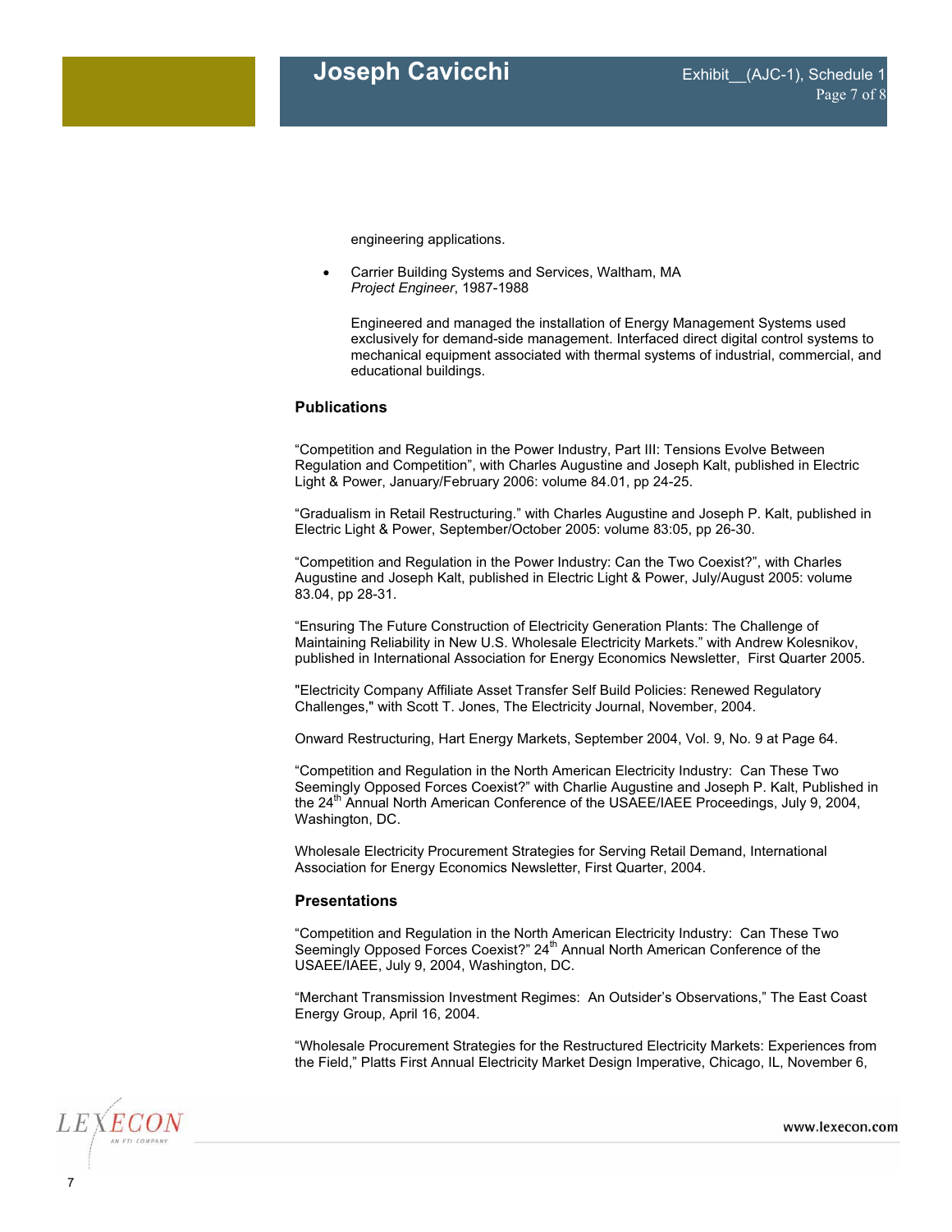engineering applications.

- Carrier Building Systems and Services, Waltham, MA
  *Project Engineer*, 1987-1988

  Engineered and managed the installation of Energy Management Systems used exclusively for demand-side management. Interfaced direct digital control systems to mechanical equipment associated with thermal systems of industrial, commercial, and educational buildings.

### Publications

"Competition and Regulation in the Power Industry, Part III: Tensions Evolve Between Regulation and Competition", with Charles Augustine and Joseph Kalt, published in Electric Light & Power, January/February 2006: volume 84.01, pp 24-25.

"Gradualism in Retail Restructuring." with Charles Augustine and Joseph P. Kalt, published in Electric Light & Power, September/October 2005: volume 83:05, pp 26-30.

"Competition and Regulation in the Power Industry: Can the Two Coexist?", with Charles Augustine and Joseph Kalt, published in Electric Light & Power, July/August 2005: volume 83.04, pp 28-31.

"Ensuring The Future Construction of Electricity Generation Plants: The Challenge of Maintaining Reliability in New U.S. Wholesale Electricity Markets." with Andrew Kolesnikov, published in International Association for Energy Economics Newsletter, First Quarter 2005.

"Electricity Company Affiliate Asset Transfer Self Build Policies: Renewed Regulatory Challenges," with Scott T. Jones, The Electricity Journal, November, 2004.

Onward Restructuring, Hart Energy Markets, September 2004, Vol. 9, No. 9 at Page 64.

"Competition and Regulation in the North American Electricity Industry: Can These Two Seemingly Opposed Forces Coexist?" with Charlie Augustine and Joseph P. Kalt, Published in the 24th Annual North American Conference of the USAEE/IAEE Proceedings, July 9, 2004, Washington, DC.

Wholesale Electricity Procurement Strategies for Serving Retail Demand, International Association for Energy Economics Newsletter, First Quarter, 2004.

### Presentations

"Competition and Regulation in the North American Electricity Industry: Can These Two Seemingly Opposed Forces Coexist?" 24th Annual North American Conference of the USAEE/IAEE, July 9, 2004, Washington, DC.

"Merchant Transmission Investment Regimes: An Outsider's Observations," The East Coast Energy Group, April 16, 2004.

"Wholesale Procurement Strategies for the Restructured Electricity Markets: Experiences from the Field," Platts First Annual Electricity Market Design Imperative, Chicago, IL, November 6,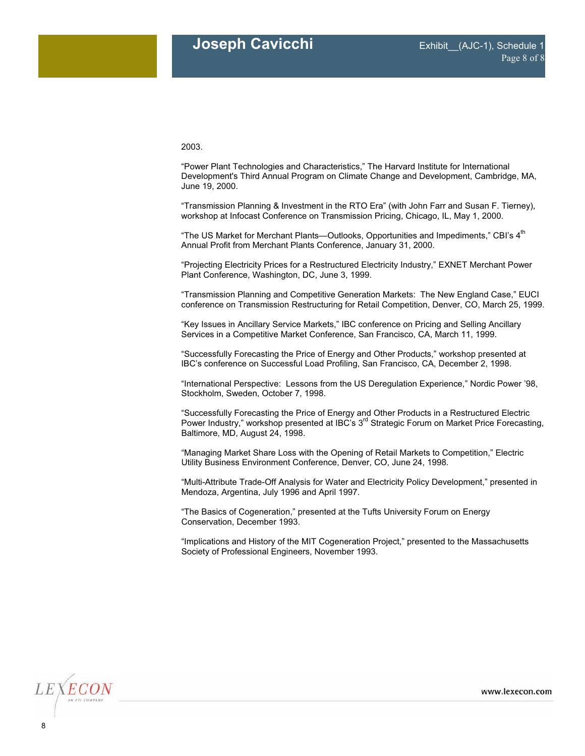2003.

“Power Plant Technologies and Characteristics,” The Harvard Institute for International Development's Third Annual Program on Climate Change and Development, Cambridge, MA, June 19, 2000.

“Transmission Planning & Investment in the RTO Era” (with John Farr and Susan F. Tierney), workshop at Infocast Conference on Transmission Pricing, Chicago, IL, May 1, 2000.

“The US Market for Merchant Plants—Outlooks, Opportunities and Impediments,” CBI’s 4th Annual Profit from Merchant Plants Conference, January 31, 2000.

“Projecting Electricity Prices for a Restructured Electricity Industry,” EXNET Merchant Power Plant Conference, Washington, DC, June 3, 1999.

“Transmission Planning and Competitive Generation Markets: The New England Case,” EUCI conference on Transmission Restructuring for Retail Competition, Denver, CO, March 25, 1999.

“Key Issues in Ancillary Service Markets,” IBC conference on Pricing and Selling Ancillary Services in a Competitive Market Conference, San Francisco, CA, March 11, 1999.

“Successfully Forecasting the Price of Energy and Other Products,” workshop presented at IBC’s conference on Successful Load Profiling, San Francisco, CA, December 2, 1998.

“International Perspective: Lessons from the US Deregulation Experience,” Nordic Power ’98, Stockholm, Sweden, October 7, 1998.

“Successfully Forecasting the Price of Energy and Other Products in a Restructured Electric Power Industry,” workshop presented at IBC’s 3rd Strategic Forum on Market Price Forecasting, Baltimore, MD, August 24, 1998.

“Managing Market Share Loss with the Opening of Retail Markets to Competition,” Electric Utility Business Environment Conference, Denver, CO, June 24, 1998.

“Multi-Attribute Trade-Off Analysis for Water and Electricity Policy Development,” presented in Mendoza, Argentina, July 1996 and April 1997.

“The Basics of Cogeneration,” presented at the Tufts University Forum on Energy Conservation, December 1993.

“Implications and History of the MIT Cogeneration Project,” presented to the Massachusetts Society of Professional Engineers, November 1993.